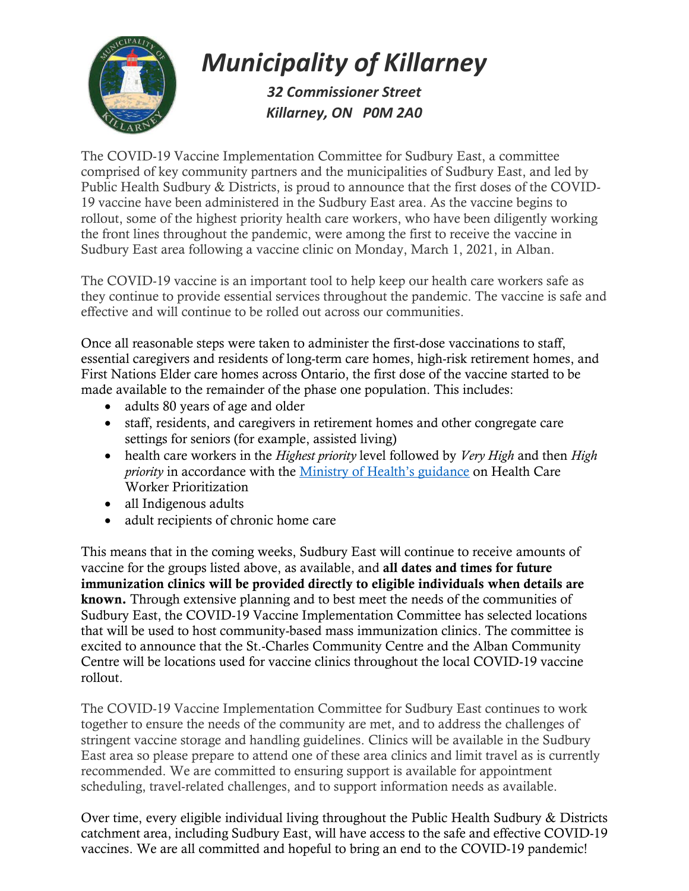# *Municipality of Killarney*

***32 Commissioner Street***
***Killarney, ON P0M 2A0***

The COVID-19 Vaccine Implementation Committee for Sudbury East, a committee comprised of key community partners and the municipalities of Sudbury East, and led by Public Health Sudbury & Districts, is proud to announce that the first doses of the COVID-19 vaccine have been administered in the Sudbury East area. As the vaccine begins to rollout, some of the highest priority health care workers, who have been diligently working the front lines throughout the pandemic, were among the first to receive the vaccine in Sudbury East area following a vaccine clinic on Monday, March 1, 2021, in Alban.

The COVID-19 vaccine is an important tool to help keep our health care workers safe as they continue to provide essential services throughout the pandemic. The vaccine is safe and effective and will continue to be rolled out across our communities.

Once all reasonable steps were taken to administer the first-dose vaccinations to staff, essential caregivers and residents of long-term care homes, high-risk retirement homes, and First Nations Elder care homes across Ontario, the first dose of the vaccine started to be made available to the remainder of the phase one population. This includes:

- adults 80 years of age and older
- staff, residents, and caregivers in retirement homes and other congregate care settings for seniors (for example, assisted living)
- health care workers in the *Highest priority* level followed by *Very High* and then *High priority* in accordance with the Ministry of Health's guidance on Health Care Worker Prioritization
- all Indigenous adults
- adult recipients of chronic home care

This means that in the coming weeks, Sudbury East will continue to receive amounts of vaccine for the groups listed above, as available, and **all dates and times for future immunization clinics will be provided directly to eligible individuals when details are known.** Through extensive planning and to best meet the needs of the communities of Sudbury East, the COVID-19 Vaccine Implementation Committee has selected locations that will be used to host community-based mass immunization clinics. The committee is excited to announce that the St.-Charles Community Centre and the Alban Community Centre will be locations used for vaccine clinics throughout the local COVID-19 vaccine rollout.

The COVID-19 Vaccine Implementation Committee for Sudbury East continues to work together to ensure the needs of the community are met, and to address the challenges of stringent vaccine storage and handling guidelines. Clinics will be available in the Sudbury East area so please prepare to attend one of these area clinics and limit travel as is currently recommended. We are committed to ensuring support is available for appointment scheduling, travel-related challenges, and to support information needs as available.

Over time, every eligible individual living throughout the Public Health Sudbury & Districts catchment area, including Sudbury East, will have access to the safe and effective COVID-19 vaccines. We are all committed and hopeful to bring an end to the COVID-19 pandemic!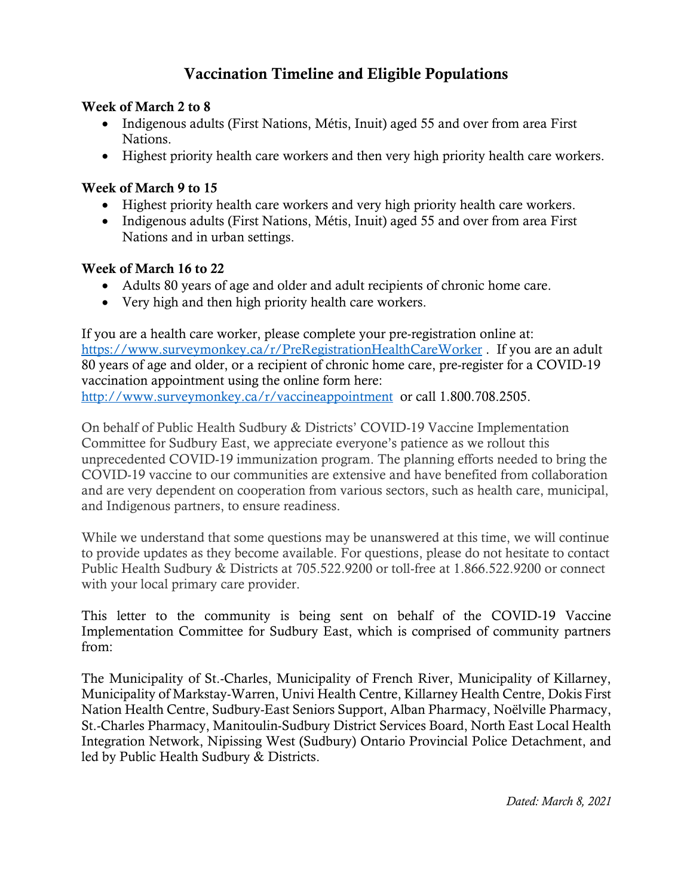# Vaccination Timeline and Eligible Populations

**Week of March 2 to 8**

- Indigenous adults (First Nations, Métis, Inuit) aged 55 and over from area First Nations.
- Highest priority health care workers and then very high priority health care workers.

**Week of March 9 to 15**

- Highest priority health care workers and very high priority health care workers.
- Indigenous adults (First Nations, Métis, Inuit) aged 55 and over from area First Nations and in urban settings.

**Week of March 16 to 22**

- Adults 80 years of age and older and adult recipients of chronic home care.
- Very high and then high priority health care workers.

If you are a health care worker, please complete your pre-registration online at: [https://www.surveymonkey.ca/r/PreRegistrationHealthCareWorker](https://www.surveymonkey.ca/r/PreRegistrationHealthCareWorker) . If you are an adult 80 years of age and older, or a recipient of chronic home care, pre-register for a COVID-19 vaccination appointment using the online form here: [http://www.surveymonkey.ca/r/vaccineappointment](http://www.surveymonkey.ca/r/vaccineappointment) or call 1.800.708.2505.

On behalf of Public Health Sudbury & Districts' COVID-19 Vaccine Implementation Committee for Sudbury East, we appreciate everyone's patience as we rollout this unprecedented COVID-19 immunization program. The planning efforts needed to bring the COVID-19 vaccine to our communities are extensive and have benefited from collaboration and are very dependent on cooperation from various sectors, such as health care, municipal, and Indigenous partners, to ensure readiness.

While we understand that some questions may be unanswered at this time, we will continue to provide updates as they become available. For questions, please do not hesitate to contact Public Health Sudbury & Districts at 705.522.9200 or toll-free at 1.866.522.9200 or connect with your local primary care provider.

This letter to the community is being sent on behalf of the COVID-19 Vaccine Implementation Committee for Sudbury East, which is comprised of community partners from:

The Municipality of St.-Charles, Municipality of French River, Municipality of Killarney, Municipality of Markstay-Warren, Univi Health Centre, Killarney Health Centre, Dokis First Nation Health Centre, Sudbury-East Seniors Support, Alban Pharmacy, Noëlville Pharmacy, St.-Charles Pharmacy, Manitoulin-Sudbury District Services Board, North East Local Health Integration Network, Nipissing West (Sudbury) Ontario Provincial Police Detachment, and led by Public Health Sudbury & Districts.

*Dated: March 8, 2021*